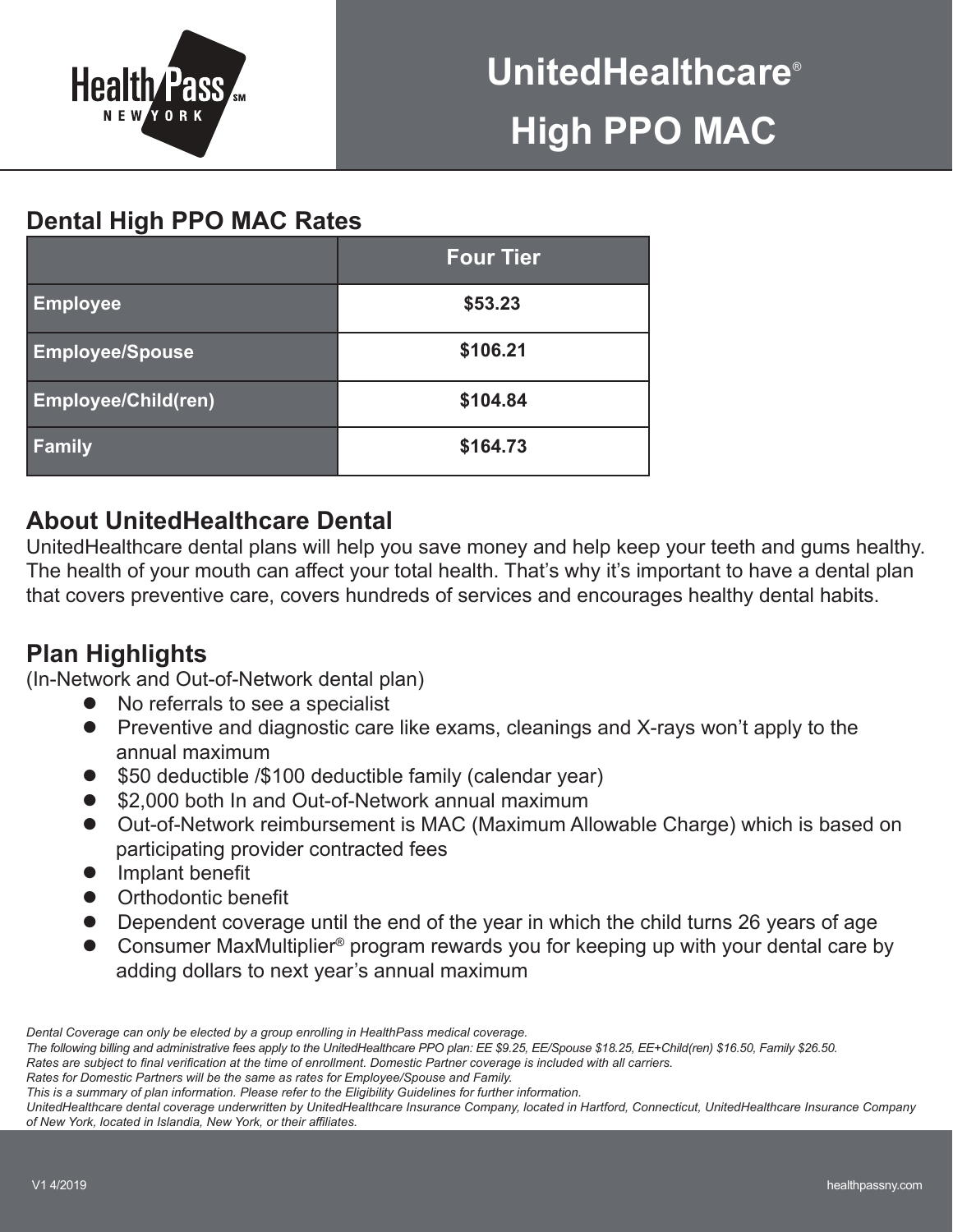# UnitedHealthcare® High PPO MAC

## Dental High PPO MAC Rates

| | Four Tier |
|---|---|
| Employee | $53.23 |
| Employee/Spouse | $106.21 |
| Employee/Child(ren) | $104.84 |
| Family | $164.73 |

## About UnitedHealthcare Dental

UnitedHealthcare dental plans will help you save money and help keep your teeth and gums healthy. The health of your mouth can affect your total health. That's why it's important to have a dental plan that covers preventive care, covers hundreds of services and encourages healthy dental habits.

## Plan Highlights

(In-Network and Out-of-Network dental plan)

- No referrals to see a specialist
- Preventive and diagnostic care like exams, cleanings and X-rays won't apply to the annual maximum
- $50 deductible /$100 deductible family (calendar year)
- $2,000 both In and Out-of-Network annual maximum
- Out-of-Network reimbursement is MAC (Maximum Allowable Charge) which is based on participating provider contracted fees
- Implant benefit
- Orthodontic benefit
- Dependent coverage until the end of the year in which the child turns 26 years of age
- Consumer MaxMultiplier® program rewards you for keeping up with your dental care by adding dollars to next year's annual maximum

*Dental Coverage can only be elected by a group enrolling in HealthPass medical coverage.*
*The following billing and administrative fees apply to the UnitedHealthcare PPO plan: EE $9.25, EE/Spouse $18.25, EE+Child(ren) $16.50, Family $26.50.*
*Rates are subject to final verification at the time of enrollment. Domestic Partner coverage is included with all carriers.*
*Rates for Domestic Partners will be the same as rates for Employee/Spouse and Family.*
*This is a summary of plan information. Please refer to the Eligibility Guidelines for further information.*
*UnitedHealthcare dental coverage underwritten by UnitedHealthcare Insurance Company, located in Hartford, Connecticut, UnitedHealthcare Insurance Company of New York, located in Islandia, New York, or their affiliates.*

V1 4/2019

healthpassny.com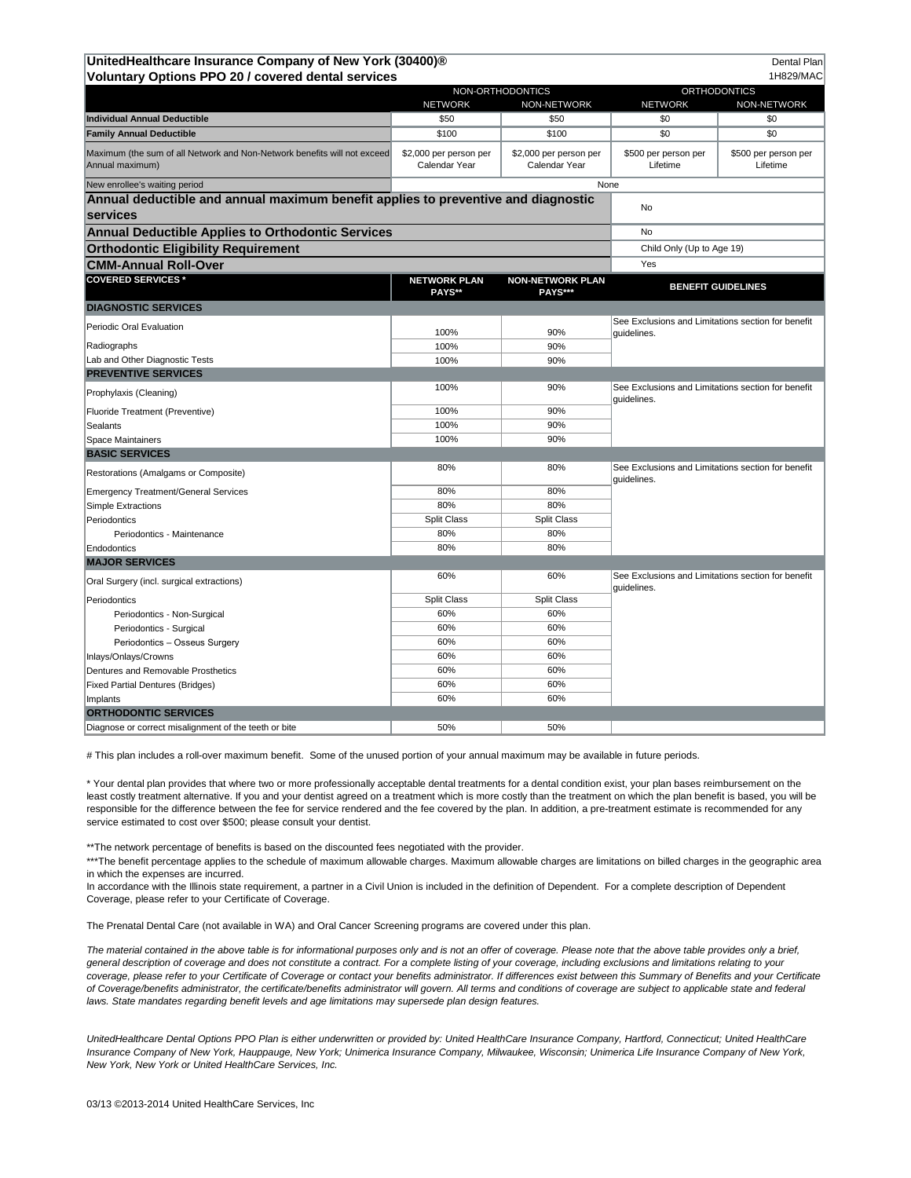**UnitedHealthcare Insurance Company of New York (30400)®** — Dental Plan
**Voluntary Options PPO 20 / covered dental services** — 1H829/MAC

| | NON-ORTHODONTICS | | ORTHODONTICS | |
|---|---|---|---|---|
| | NETWORK | NON-NETWORK | NETWORK | NON-NETWORK |
| **Individual Annual Deductible** | $50 | $50 | $0 | $0 |
| **Family Annual Deductible** | $100 | $100 | $0 | $0 |
| Maximum (the sum of all Network and Non-Network benefits will not exceed Annual maximum) | $2,000 per person per Calendar Year | $2,000 per person per Calendar Year | $500 per person per Lifetime | $500 per person per Lifetime |
| New enrollee's waiting period | None | | | |
| **Annual deductible and annual maximum benefit applies to preventive and diagnostic services** | | | No | |
| **Annual Deductible Applies to Orthodontic Services** | | | No | |
| **Orthodontic Eligibility Requirement** | | | Child Only (Up to Age 19) | |
| **CMM-Annual Roll-Over** | | | Yes | |

| COVERED SERVICES * | NETWORK PLAN PAYS** | NON-NETWORK PLAN PAYS*** | BENEFIT GUIDELINES |
|---|---|---|---|
| **DIAGNOSTIC SERVICES** | | | |
| Periodic Oral Evaluation | 100% | 90% | See Exclusions and Limitations section for benefit guidelines. |
| Radiographs | 100% | 90% | |
| Lab and Other Diagnostic Tests | 100% | 90% | |
| **PREVENTIVE SERVICES** | | | |
| Prophylaxis (Cleaning) | 100% | 90% | See Exclusions and Limitations section for benefit guidelines. |
| Fluoride Treatment (Preventive) | 100% | 90% | |
| Sealants | 100% | 90% | |
| Space Maintainers | 100% | 90% | |
| **BASIC SERVICES** | | | |
| Restorations (Amalgams or Composite) | 80% | 80% | See Exclusions and Limitations section for benefit guidelines. |
| Emergency Treatment/General Services | 80% | 80% | |
| Simple Extractions | 80% | 80% | |
| Periodontics | Split Class | Split Class | |
| Periodontics - Maintenance | 80% | 80% | |
| Endodontics | 80% | 80% | |
| **MAJOR SERVICES** | | | |
| Oral Surgery (incl. surgical extractions) | 60% | 60% | See Exclusions and Limitations section for benefit guidelines. |
| Periodontics | Split Class | Split Class | |
| Periodontics - Non-Surgical | 60% | 60% | |
| Periodontics - Surgical | 60% | 60% | |
| Periodontics – Osseus Surgery | 60% | 60% | |
| Inlays/Onlays/Crowns | 60% | 60% | |
| Dentures and Removable Prosthetics | 60% | 60% | |
| Fixed Partial Dentures (Bridges) | 60% | 60% | |
| Implants | 60% | 60% | |
| **ORTHODONTIC SERVICES** | | | |
| Diagnose or correct misalignment of the teeth or bite | 50% | 50% | |

# This plan includes a roll-over maximum benefit. Some of the unused portion of your annual maximum may be available in future periods.

* Your dental plan provides that where two or more professionally acceptable dental treatments for a dental condition exist, your plan bases reimbursement on the least costly treatment alternative. If you and your dentist agreed on a treatment which is more costly than the treatment on which the plan benefit is based, you will be responsible for the difference between the fee for service rendered and the fee covered by the plan. In addition, a pre-treatment estimate is recommended for any service estimated to cost over $500; please consult your dentist.

**The network percentage of benefits is based on the discounted fees negotiated with the provider.

***The benefit percentage applies to the schedule of maximum allowable charges. Maximum allowable charges are limitations on billed charges in the geographic area in which the expenses are incurred.

In accordance with the Illinois state requirement, a partner in a Civil Union is included in the definition of Dependent. For a complete description of Dependent Coverage, please refer to your Certificate of Coverage.

The Prenatal Dental Care (not available in WA) and Oral Cancer Screening programs are covered under this plan.

*The material contained in the above table is for informational purposes only and is not an offer of coverage. Please note that the above table provides only a brief, general description of coverage and does not constitute a contract. For a complete listing of your coverage, including exclusions and limitations relating to your coverage, please refer to your Certificate of Coverage or contact your benefits administrator. If differences exist between this Summary of Benefits and your Certificate of Coverage/benefits administrator, the certificate/benefits administrator will govern. All terms and conditions of coverage are subject to applicable state and federal laws. State mandates regarding benefit levels and age limitations may supersede plan design features.*

*UnitedHealthcare Dental Options PPO Plan is either underwritten or provided by: United HealthCare Insurance Company, Hartford, Connecticut; United HealthCare Insurance Company of New York, Hauppauge, New York; Unimerica Insurance Company, Milwaukee, Wisconsin; Unimerica Life Insurance Company of New York, New York, New York or United HealthCare Services, Inc.*

03/13 ©2013-2014 United HealthCare Services, Inc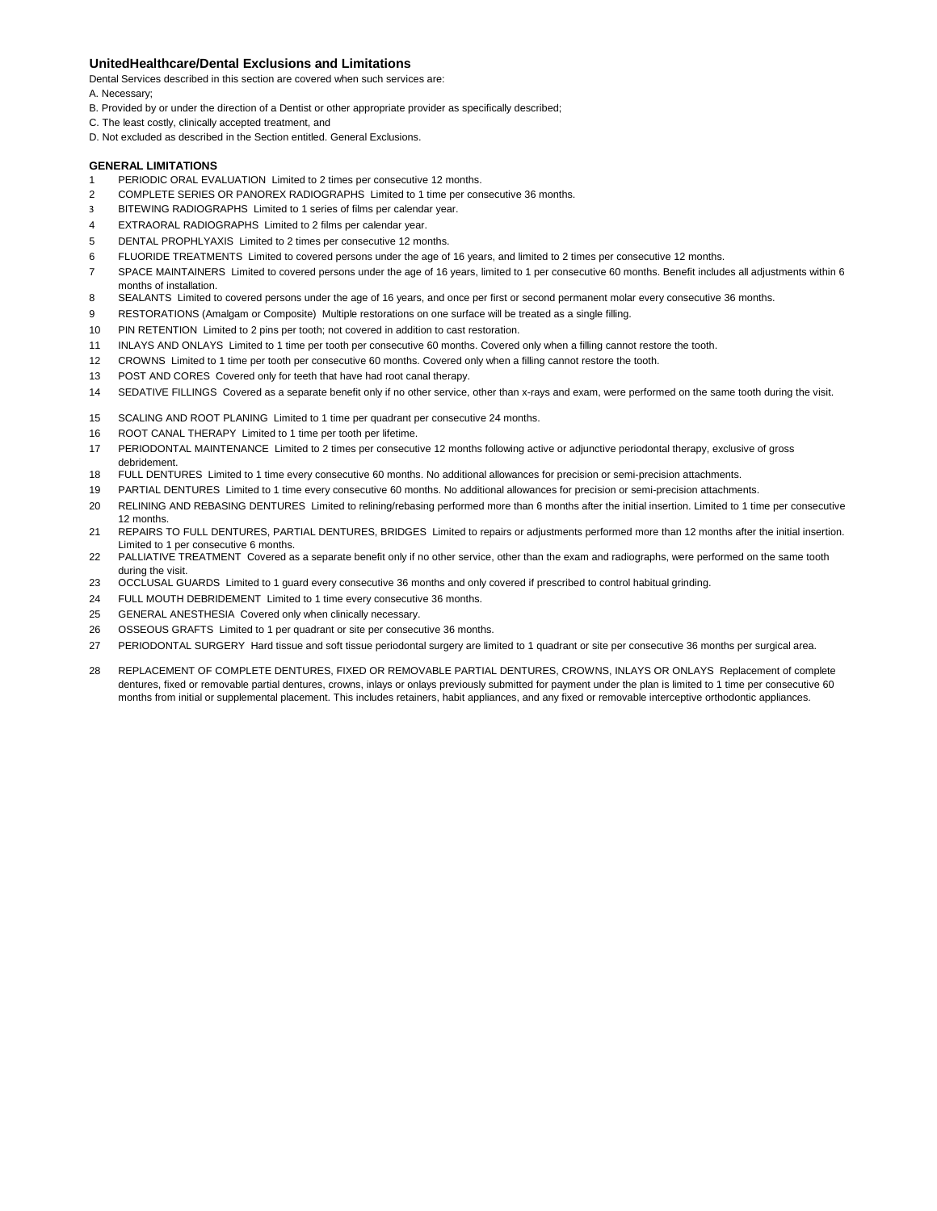### UnitedHealthcare/Dental Exclusions and Limitations

Dental Services described in this section are covered when such services are:

A. Necessary;

B. Provided by or under the direction of a Dentist or other appropriate provider as specifically described;

C. The least costly, clinically accepted treatment, and

D. Not excluded as described in the Section entitled. General Exclusions.

**GENERAL LIMITATIONS**

1. PERIODIC ORAL EVALUATION Limited to 2 times per consecutive 12 months.
2. COMPLETE SERIES OR PANOREX RADIOGRAPHS Limited to 1 time per consecutive 36 months.
3. BITEWING RADIOGRAPHS Limited to 1 series of films per calendar year.
4. EXTRAORAL RADIOGRAPHS Limited to 2 films per calendar year.
5. DENTAL PROPHLYAXIS Limited to 2 times per consecutive 12 months.
6. FLUORIDE TREATMENTS Limited to covered persons under the age of 16 years, and limited to 2 times per consecutive 12 months.
7. SPACE MAINTAINERS Limited to covered persons under the age of 16 years, limited to 1 per consecutive 60 months. Benefit includes all adjustments within 6 months of installation.
8. SEALANTS Limited to covered persons under the age of 16 years, and once per first or second permanent molar every consecutive 36 months.
9. RESTORATIONS (Amalgam or Composite) Multiple restorations on one surface will be treated as a single filling.
10. PIN RETENTION Limited to 2 pins per tooth; not covered in addition to cast restoration.
11. INLAYS AND ONLAYS Limited to 1 time per tooth per consecutive 60 months. Covered only when a filling cannot restore the tooth.
12. CROWNS Limited to 1 time per tooth per consecutive 60 months. Covered only when a filling cannot restore the tooth.
13. POST AND CORES Covered only for teeth that have had root canal therapy.
14. SEDATIVE FILLINGS Covered as a separate benefit only if no other service, other than x-rays and exam, were performed on the same tooth during the visit.
15. SCALING AND ROOT PLANING Limited to 1 time per quadrant per consecutive 24 months.
16. ROOT CANAL THERAPY Limited to 1 time per tooth per lifetime.
17. PERIODONTAL MAINTENANCE Limited to 2 times per consecutive 12 months following active or adjunctive periodontal therapy, exclusive of gross debridement.
18. FULL DENTURES Limited to 1 time every consecutive 60 months. No additional allowances for precision or semi-precision attachments.
19. PARTIAL DENTURES Limited to 1 time every consecutive 60 months. No additional allowances for precision or semi-precision attachments.
20. RELINING AND REBASING DENTURES Limited to relining/rebasing performed more than 6 months after the initial insertion. Limited to 1 time per consecutive 12 months.
21. REPAIRS TO FULL DENTURES, PARTIAL DENTURES, BRIDGES Limited to repairs or adjustments performed more than 12 months after the initial insertion. Limited to 1 per consecutive 6 months.
22. PALLIATIVE TREATMENT Covered as a separate benefit only if no other service, other than the exam and radiographs, were performed on the same tooth during the visit.
23. OCCLUSAL GUARDS Limited to 1 guard every consecutive 36 months and only covered if prescribed to control habitual grinding.
24. FULL MOUTH DEBRIDEMENT Limited to 1 time every consecutive 36 months.
25. GENERAL ANESTHESIA Covered only when clinically necessary.
26. OSSEOUS GRAFTS Limited to 1 per quadrant or site per consecutive 36 months.
27. PERIODONTAL SURGERY Hard tissue and soft tissue periodontal surgery are limited to 1 quadrant or site per consecutive 36 months per surgical area.
28. REPLACEMENT OF COMPLETE DENTURES, FIXED OR REMOVABLE PARTIAL DENTURES, CROWNS, INLAYS OR ONLAYS Replacement of complete dentures, fixed or removable partial dentures, crowns, inlays or onlays previously submitted for payment under the plan is limited to 1 time per consecutive 60 months from initial or supplemental placement. This includes retainers, habit appliances, and any fixed or removable interceptive orthodontic appliances.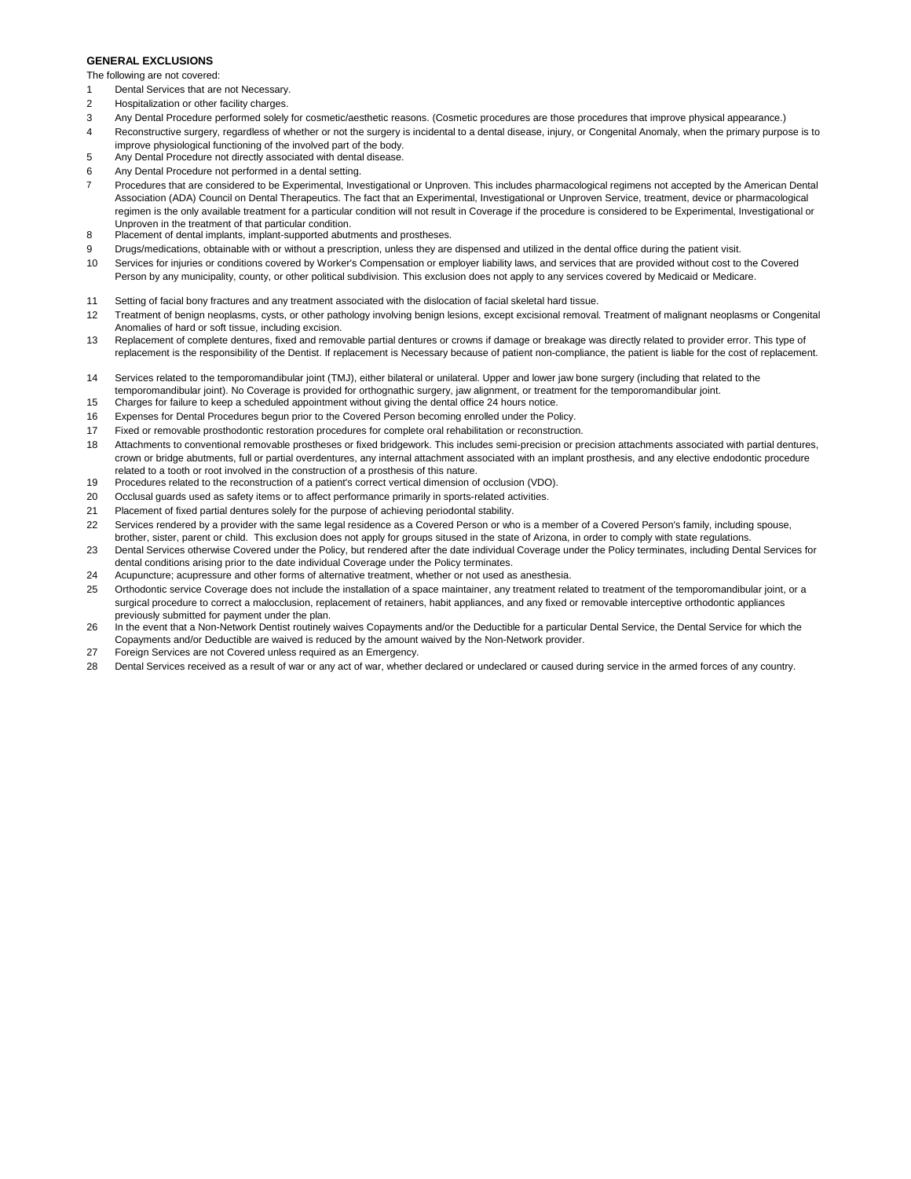**GENERAL EXCLUSIONS**

The following are not covered:

1. Dental Services that are not Necessary.
2. Hospitalization or other facility charges.
3. Any Dental Procedure performed solely for cosmetic/aesthetic reasons. (Cosmetic procedures are those procedures that improve physical appearance.)
4. Reconstructive surgery, regardless of whether or not the surgery is incidental to a dental disease, injury, or Congenital Anomaly, when the primary purpose is to improve physiological functioning of the involved part of the body.
5. Any Dental Procedure not directly associated with dental disease.
6. Any Dental Procedure not performed in a dental setting.
7. Procedures that are considered to be Experimental, Investigational or Unproven. This includes pharmacological regimens not accepted by the American Dental Association (ADA) Council on Dental Therapeutics. The fact that an Experimental, Investigational or Unproven Service, treatment, device or pharmacological regimen is the only available treatment for a particular condition will not result in Coverage if the procedure is considered to be Experimental, Investigational or Unproven in the treatment of that particular condition.
8. Placement of dental implants, implant-supported abutments and prostheses.
9. Drugs/medications, obtainable with or without a prescription, unless they are dispensed and utilized in the dental office during the patient visit.
10. Services for injuries or conditions covered by Worker's Compensation or employer liability laws, and services that are provided without cost to the Covered Person by any municipality, county, or other political subdivision. This exclusion does not apply to any services covered by Medicaid or Medicare.
11. Setting of facial bony fractures and any treatment associated with the dislocation of facial skeletal hard tissue.
12. Treatment of benign neoplasms, cysts, or other pathology involving benign lesions, except excisional removal. Treatment of malignant neoplasms or Congenital Anomalies of hard or soft tissue, including excision.
13. Replacement of complete dentures, fixed and removable partial dentures or crowns if damage or breakage was directly related to provider error. This type of replacement is the responsibility of the Dentist. If replacement is Necessary because of patient non-compliance, the patient is liable for the cost of replacement.
14. Services related to the temporomandibular joint (TMJ), either bilateral or unilateral. Upper and lower jaw bone surgery (including that related to the temporomandibular joint). No Coverage is provided for orthognathic surgery, jaw alignment, or treatment for the temporomandibular joint.
15. Charges for failure to keep a scheduled appointment without giving the dental office 24 hours notice.
16. Expenses for Dental Procedures begun prior to the Covered Person becoming enrolled under the Policy.
17. Fixed or removable prosthodontic restoration procedures for complete oral rehabilitation or reconstruction.
18. Attachments to conventional removable prostheses or fixed bridgework. This includes semi-precision or precision attachments associated with partial dentures, crown or bridge abutments, full or partial overdentures, any internal attachment associated with an implant prosthesis, and any elective endodontic procedure related to a tooth or root involved in the construction of a prosthesis of this nature.
19. Procedures related to the reconstruction of a patient's correct vertical dimension of occlusion (VDO).
20. Occlusal guards used as safety items or to affect performance primarily in sports-related activities.
21. Placement of fixed partial dentures solely for the purpose of achieving periodontal stability.
22. Services rendered by a provider with the same legal residence as a Covered Person or who is a member of a Covered Person's family, including spouse, brother, sister, parent or child. This exclusion does not apply for groups sitused in the state of Arizona, in order to comply with state regulations.
23. Dental Services otherwise Covered under the Policy, but rendered after the date individual Coverage under the Policy terminates, including Dental Services for dental conditions arising prior to the date individual Coverage under the Policy terminates.
24. Acupuncture; acupressure and other forms of alternative treatment, whether or not used as anesthesia.
25. Orthodontic service Coverage does not include the installation of a space maintainer, any treatment related to treatment of the temporomandibular joint, or a surgical procedure to correct a malocclusion, replacement of retainers, habit appliances, and any fixed or removable interceptive orthodontic appliances previously submitted for payment under the plan.
26. In the event that a Non-Network Dentist routinely waives Copayments and/or the Deductible for a particular Dental Service, the Dental Service for which the Copayments and/or Deductible are waived is reduced by the amount waived by the Non-Network provider.
27. Foreign Services are not Covered unless required as an Emergency.
28. Dental Services received as a result of war or any act of war, whether declared or undeclared or caused during service in the armed forces of any country.